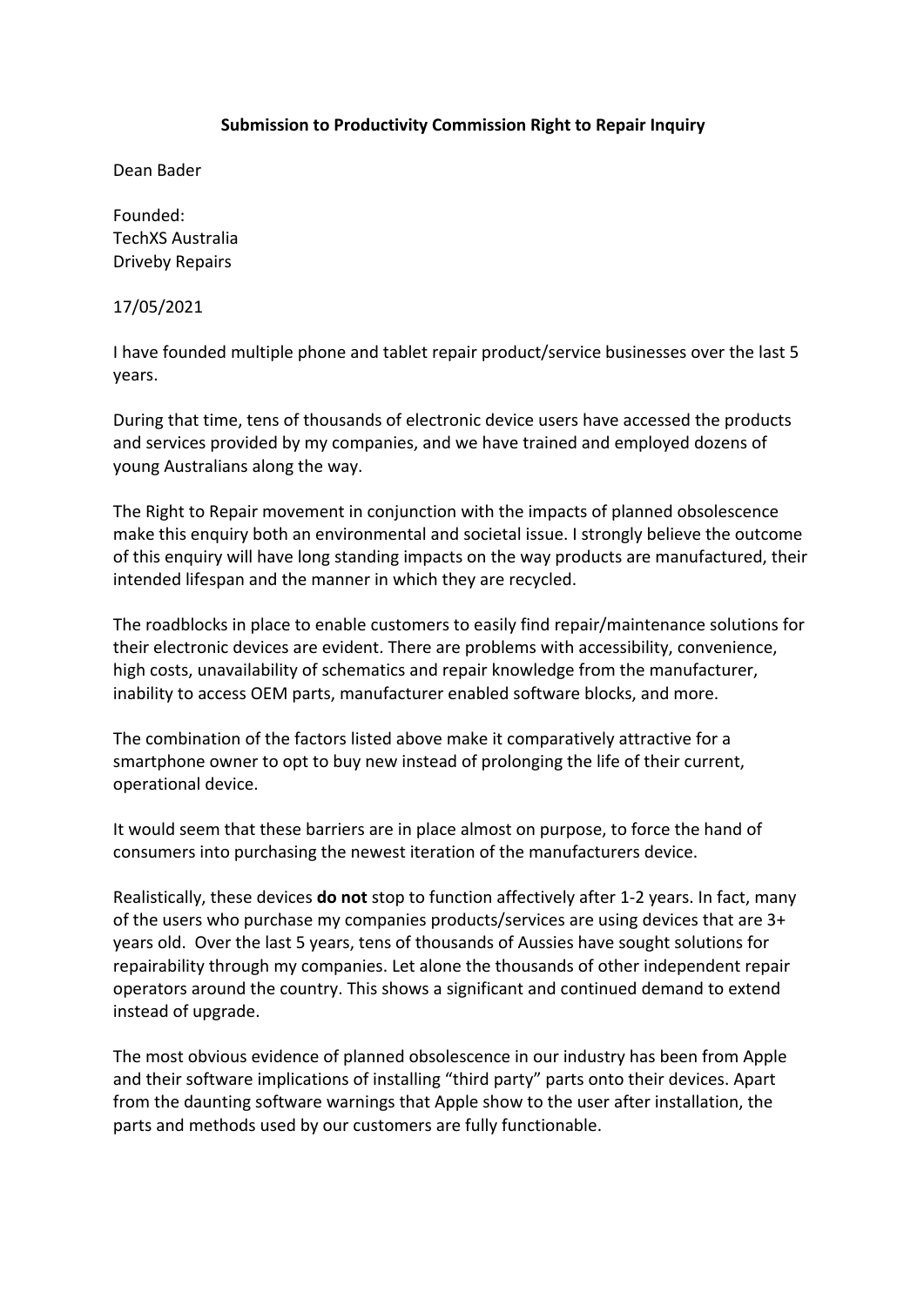**Submission to Productivity Commission Right to Repair Inquiry**

Dean Bader

Founded:
TechXS Australia
Driveby Repairs

17/05/2021

I have founded multiple phone and tablet repair product/service businesses over the last 5 years.

During that time, tens of thousands of electronic device users have accessed the products and services provided by my companies, and we have trained and employed dozens of young Australians along the way.

The Right to Repair movement in conjunction with the impacts of planned obsolescence make this enquiry both an environmental and societal issue. I strongly believe the outcome of this enquiry will have long standing impacts on the way products are manufactured, their intended lifespan and the manner in which they are recycled.

The roadblocks in place to enable customers to easily find repair/maintenance solutions for their electronic devices are evident. There are problems with accessibility, convenience, high costs, unavailability of schematics and repair knowledge from the manufacturer, inability to access OEM parts, manufacturer enabled software blocks, and more.

The combination of the factors listed above make it comparatively attractive for a smartphone owner to opt to buy new instead of prolonging the life of their current, operational device.

It would seem that these barriers are in place almost on purpose, to force the hand of consumers into purchasing the newest iteration of the manufacturers device.

Realistically, these devices **do not** stop to function affectively after 1-2 years. In fact, many of the users who purchase my companies products/services are using devices that are 3+ years old. Over the last 5 years, tens of thousands of Aussies have sought solutions for repairability through my companies. Let alone the thousands of other independent repair operators around the country. This shows a significant and continued demand to extend instead of upgrade.

The most obvious evidence of planned obsolescence in our industry has been from Apple and their software implications of installing "third party" parts onto their devices. Apart from the daunting software warnings that Apple show to the user after installation, the parts and methods used by our customers are fully functionable.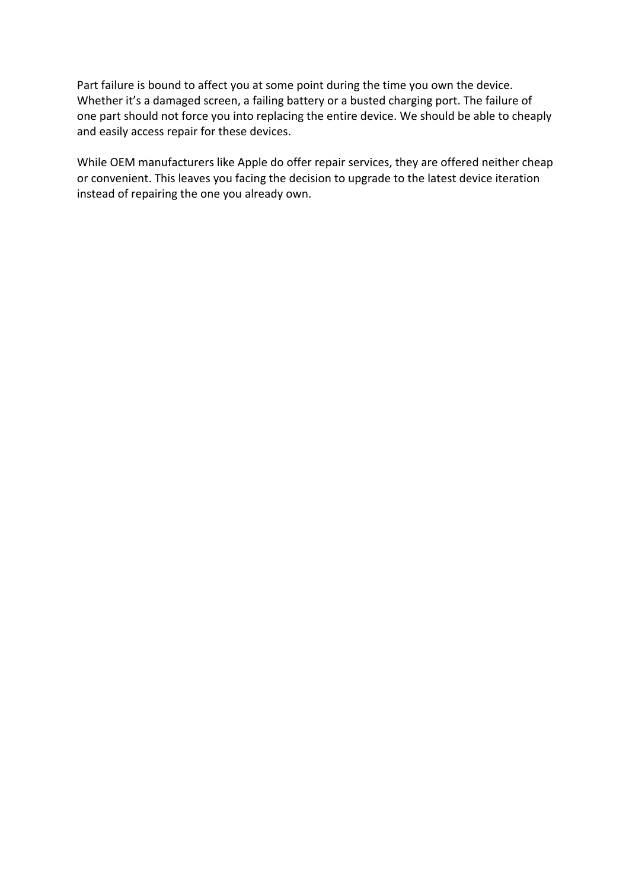Part failure is bound to affect you at some point during the time you own the device. Whether it's a damaged screen, a failing battery or a busted charging port. The failure of one part should not force you into replacing the entire device. We should be able to cheaply and easily access repair for these devices.

While OEM manufacturers like Apple do offer repair services, they are offered neither cheap or convenient. This leaves you facing the decision to upgrade to the latest device iteration instead of repairing the one you already own.